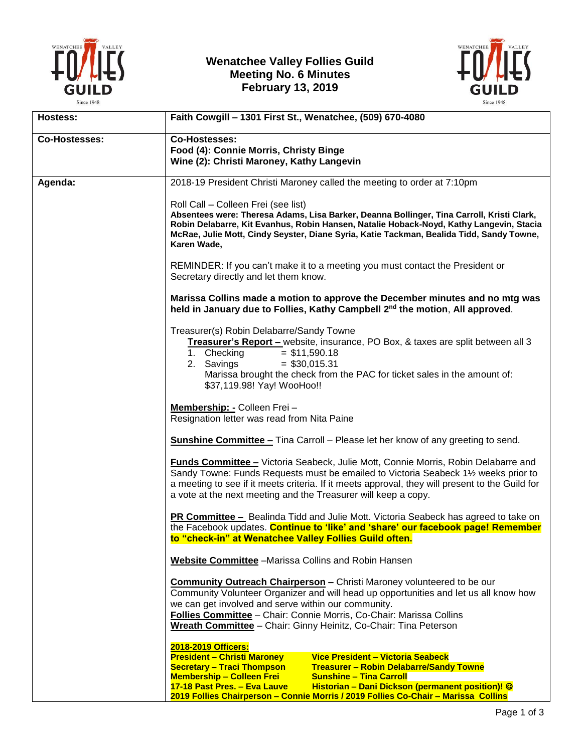# Wenatchee Valley Follies Guild
## Meeting No. 6 Minutes
## February 13, 2019

| | |
|---|---|
| **Hostess:** | **Faith Cowgill – 1301 First St., Wenatchee, (509) 670-4080** |
| **Co-Hostesses:** | **Co-Hostesses:**<br>**Food (4): Connie Morris, Christy Binge**<br>**Wine (2): Christi Maroney, Kathy Langevin** |
| **Agenda:** | 2018-19 President Christi Maroney called the meeting to order at 7:10pm<br><br>Roll Call – Colleen Frei (see list)<br>**Absentees were: Theresa Adams, Lisa Barker, Deanna Bollinger, Tina Carroll, Kristi Clark, Robin Delabarre, Kit Evanhus, Robin Hansen, Natalie Hoback-Noyd, Kathy Langevin, Stacia McRae, Julie Mott, Cindy Seyster, Diane Syria, Katie Tackman, Bealida Tidd, Sandy Towne, Karen Wade,**<br><br>REMINDER: If you can't make it to a meeting you must contact the President or Secretary directly and let them know.<br><br>**Marissa Collins made a motion to approve the December minutes and no mtg was held in January due to Follies, Kathy Campbell 2nd the motion**, **All approved**.<br><br>Treasurer(s) Robin Delabarre/Sandy Towne<br>**Treasurer's Report –** website, insurance, PO Box, & taxes are split between all 3<br>1. Checking = $11,590.18<br>2. Savings = $30,015.31<br>Marissa brought the check from the PAC for ticket sales in the amount of: $37,119.98! Yay! WooHoo!!<br><br>**Membership: -** Colleen Frei –<br>Resignation letter was read from Nita Paine<br><br>**Sunshine Committee –** Tina Carroll – Please let her know of any greeting to send.<br><br>**Funds Committee –** Victoria Seabeck, Julie Mott, Connie Morris, Robin Delabarre and Sandy Towne: Funds Requests must be emailed to Victoria Seabeck 1½ weeks prior to a meeting to see if it meets criteria. If it meets approval, they will present to the Guild for a vote at the next meeting and the Treasurer will keep a copy.<br><br>**PR Committee –** Bealinda Tidd and Julie Mott. Victoria Seabeck has agreed to take on the Facebook updates. **Continue to 'like' and 'share' our facebook page! Remember to "check-in" at Wenatchee Valley Follies Guild often.**<br><br>**Website Committee** –Marissa Collins and Robin Hansen<br><br>**Community Outreach Chairperson –** Christi Maroney volunteered to be our Community Volunteer Organizer and will head up opportunities and let us all know how we can get involved and serve within our community.<br>**Follies Committee** – Chair: Connie Morris, Co-Chair: Marissa Collins<br>**Wreath Committee** – Chair: Ginny Heinitz, Co-Chair: Tina Peterson<br><br>**2018-2019 Officers:**<br>**President – Christi Maroney** **Vice President – Victoria Seabeck**<br>**Secretary – Traci Thompson** **Treasurer – Robin Delabarre/Sandy Towne**<br>**Membership – Colleen Frei** **Sunshine – Tina Carroll**<br>**17-18 Past Pres. – Eva Lauve** **Historian – Dani Dickson (permanent position)! ☺**<br>**2019 Follies Chairperson – Connie Morris / 2019 Follies Co-Chair – Marissa Collins** |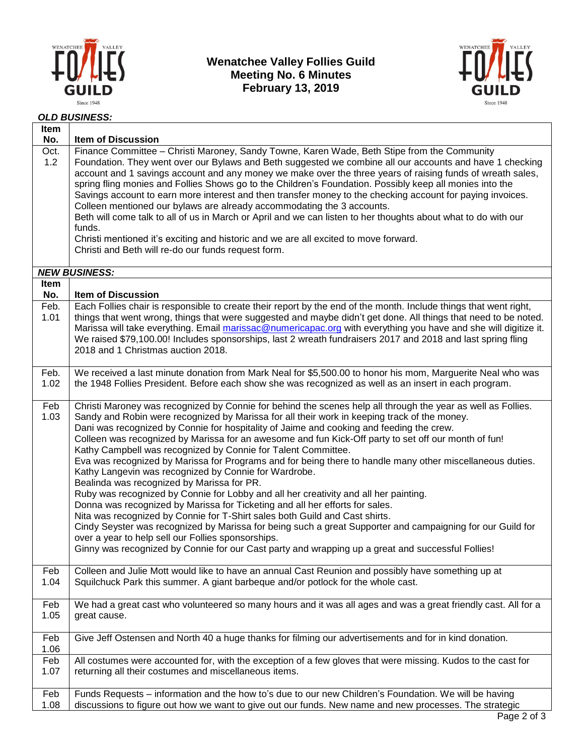# Wenatchee Valley Follies Guild
## Meeting No. 6 Minutes
## February 13, 2019

***OLD BUSINESS:***

| Item No. | Item of Discussion |
|---|---|
| Oct. 1.2 | Finance Committee – Christi Maroney, Sandy Towne, Karen Wade, Beth Stipe from the Community Foundation. They went over our Bylaws and Beth suggested we combine all our accounts and have 1 checking account and 1 savings account and any money we make over the three years of raising funds of wreath sales, spring fling monies and Follies Shows go to the Children's Foundation. Possibly keep all monies into the Savings account to earn more interest and then transfer money to the checking account for paying invoices. Colleen mentioned our bylaws are already accommodating the 3 accounts.<br>Beth will come talk to all of us in March or April and we can listen to her thoughts about what to do with our funds.<br>Christi mentioned it's exciting and historic and we are all excited to move forward.<br>Christi and Beth will re-do our funds request form. |

***NEW BUSINESS:***

| Item No. | Item of Discussion |
|---|---|
| Feb. 1.01 | Each Follies chair is responsible to create their report by the end of the month. Include things that went right, things that went wrong, things that were suggested and maybe didn't get done. All things that need to be noted. Marissa will take everything. Email marissac@numericapac.org with everything you have and she will digitize it.<br>We raised $79,100.00! Includes sponsorships, last 2 wreath fundraisers 2017 and 2018 and last spring fling 2018 and 1 Christmas auction 2018. |
| Feb. 1.02 | We received a last minute donation from Mark Neal for $5,500.00 to honor his mom, Marguerite Neal who was the 1948 Follies President. Before each show she was recognized as well as an insert in each program. |
| Feb 1.03 | Christi Maroney was recognized by Connie for behind the scenes help all through the year as well as Follies.<br>Sandy and Robin were recognized by Marissa for all their work in keeping track of the money.<br>Dani was recognized by Connie for hospitality of Jaime and cooking and feeding the crew.<br>Colleen was recognized by Marissa for an awesome and fun Kick-Off party to set off our month of fun!<br>Kathy Campbell was recognized by Connie for Talent Committee.<br>Eva was recognized by Marissa for Programs and for being there to handle many other miscellaneous duties.<br>Kathy Langevin was recognized by Connie for Wardrobe.<br>Bealinda was recognized by Marissa for PR.<br>Ruby was recognized by Connie for Lobby and all her creativity and all her painting.<br>Donna was recognized by Marissa for Ticketing and all her efforts for sales.<br>Nita was recognized by Connie for T-Shirt sales both Guild and Cast shirts.<br>Cindy Seyster was recognized by Marissa for being such a great Supporter and campaigning for our Guild for over a year to help sell our Follies sponsorships.<br>Ginny was recognized by Connie for our Cast party and wrapping up a great and successful Follies! |
| Feb 1.04 | Colleen and Julie Mott would like to have an annual Cast Reunion and possibly have something up at Squilchuck Park this summer. A giant barbeque and/or potlock for the whole cast. |
| Feb 1.05 | We had a great cast who volunteered so many hours and it was all ages and was a great friendly cast. All for a great cause. |
| Feb 1.06 | Give Jeff Ostensen and North 40 a huge thanks for filming our advertisements and for in kind donation. |
| Feb 1.07 | All costumes were accounted for, with the exception of a few gloves that were missing. Kudos to the cast for returning all their costumes and miscellaneous items. |
| Feb 1.08 | Funds Requests – information and the how to's due to our new Children's Foundation. We will be having discussions to figure out how we want to give out our funds. New name and new processes. The strategic |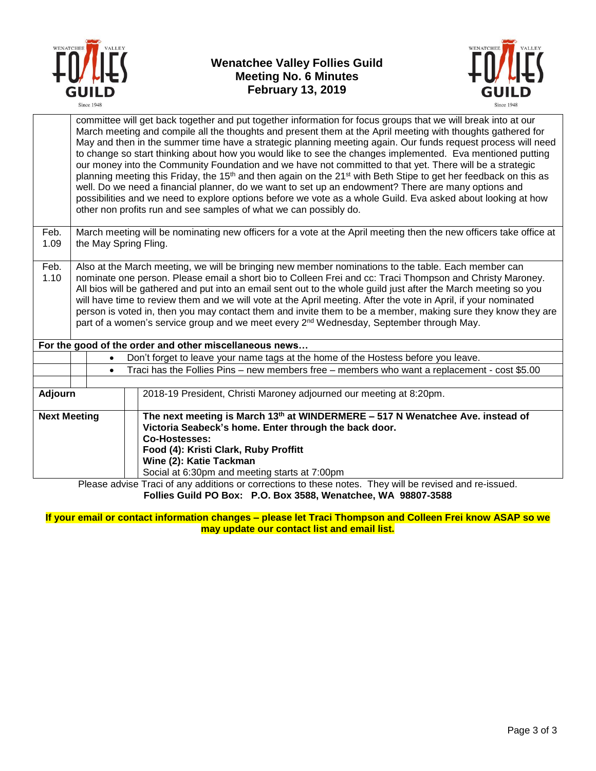# Wenatchee Valley Follies Guild
## Meeting No. 6 Minutes
## February 13, 2019

| | |
|---|---|
| | committee will get back together and put together information for focus groups that we will break into at our March meeting and compile all the thoughts and present them at the April meeting with thoughts gathered for May and then in the summer time have a strategic planning meeting again. Our funds request process will need to change so start thinking about how you would like to see the changes implemented. Eva mentioned putting our money into the Community Foundation and we have not committed to that yet. There will be a strategic planning meeting this Friday, the 15th and then again on the 21st with Beth Stipe to get her feedback on this as well. Do we need a financial planner, do we want to set up an endowment? There are many options and possibilities and we need to explore options before we vote as a whole Guild. Eva asked about looking at how other non profits run and see samples of what we can possibly do. |
| Feb. 1.09 | March meeting will be nominating new officers for a vote at the April meeting then the new officers take office at the May Spring Fling. |
| Feb. 1.10 | Also at the March meeting, we will be bringing new member nominations to the table. Each member can nominate one person. Please email a short bio to Colleen Frei and cc: Traci Thompson and Christy Maroney. All bios will be gathered and put into an email sent out to the whole guild just after the March meeting so you will have time to review them and we will vote at the April meeting. After the vote in April, if your nominated person is voted in, then you may contact them and invite them to be a member, making sure they know they are part of a women's service group and we meet every 2nd Wednesday, September through May. |

**For the good of the order and other miscellaneous news…**

- Don't forget to leave your name tags at the home of the Hostess before you leave.
- Traci has the Follies Pins – new members free – members who want a replacement - cost $5.00

| | |
|---|---|
| **Adjourn** | 2018-19 President, Christi Maroney adjourned our meeting at 8:20pm. |
| **Next Meeting** | **The next meeting is March 13th at WINDERMERE – 517 N Wenatchee Ave. instead of Victoria Seabeck's home. Enter through the back door.**<br>**Co-Hostesses:**<br>**Food (4): Kristi Clark, Ruby Proffitt**<br>**Wine (2): Katie Tackman**<br>Social at 6:30pm and meeting starts at 7:00pm |

Please advise Traci of any additions or corrections to these notes. They will be revised and re-issued.

**Follies Guild PO Box: P.O. Box 3588, Wenatchee, WA 98807-3588**

**If your email or contact information changes – please let Traci Thompson and Colleen Frei know ASAP so we may update our contact list and email list.**